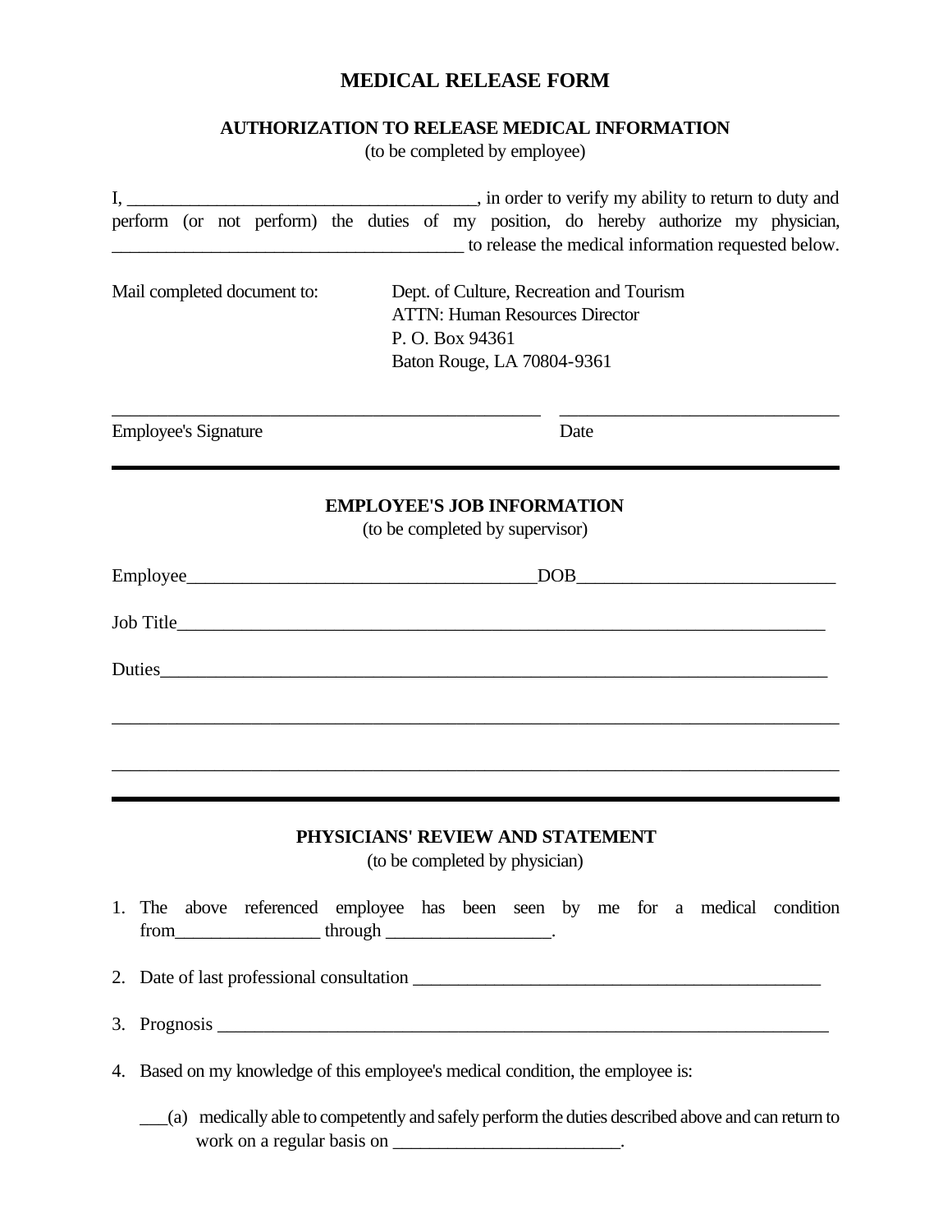# MEDICAL RELEASE FORM

## AUTHORIZATION TO RELEASE MEDICAL INFORMATION

(to be completed by employee)

I, _____________________________________, in order to verify my ability to return to duty and perform (or not perform) the duties of my position, do hereby authorize my physician, ______________________________________ to release the medical information requested below.

Mail completed document to:

Dept. of Culture, Recreation and Tourism
ATTN: Human Resources Director
P. O. Box 94361
Baton Rouge, LA 70804-9361

_______________________________________________ ______________________________

Employee's Signature Date

---

## EMPLOYEE'S JOB INFORMATION

(to be completed by supervisor)

Employee_____________________________________DOB___________________________

Job Title_______________________________________________________________________

Duties_________________________________________________________________________

_______________________________________________________________________________

_______________________________________________________________________________

---

## PHYSICIANS' REVIEW AND STATEMENT

(to be completed by physician)

1. The above referenced employee has been seen by me for a medical condition from_______________ through _________________.

2. Date of last professional consultation ____________________________________________

3. Prognosis _____________________________________________________________________

4. Based on my knowledge of this employee's medical condition, the employee is:

   ___(a) medically able to competently and safely perform the duties described above and can return to work on a regular basis on ________________________.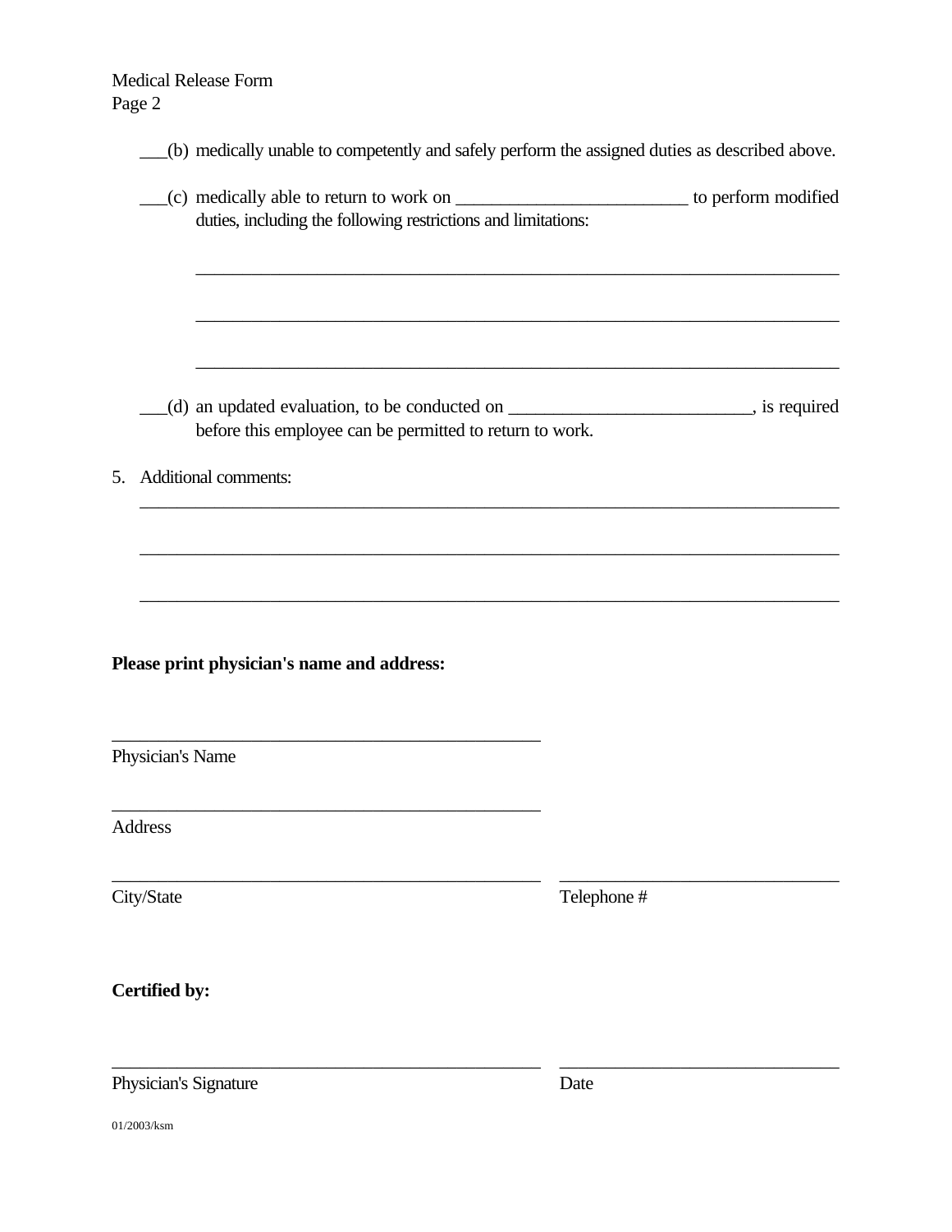___(b) medically unable to competently and safely perform the assigned duties as described above.

___(c) medically able to return to work on _________________________ to perform modified duties, including the following restrictions and limitations:

_______________________________________________________________________

_______________________________________________________________________

_______________________________________________________________________

___(d) an updated evaluation, to be conducted on __________________________, is required before this employee can be permitted to return to work.

5. Additional comments:

_____________________________________________________________________________

_____________________________________________________________________________

_____________________________________________________________________________

**Please print physician's name and address:**

_______________________________________________
Physician's Name

_______________________________________________
Address

_______________________________________________ ______________________________
City/State Telephone #

**Certified by:**

_______________________________________________ ______________________________
Physician's Signature Date

01/2003/ksm